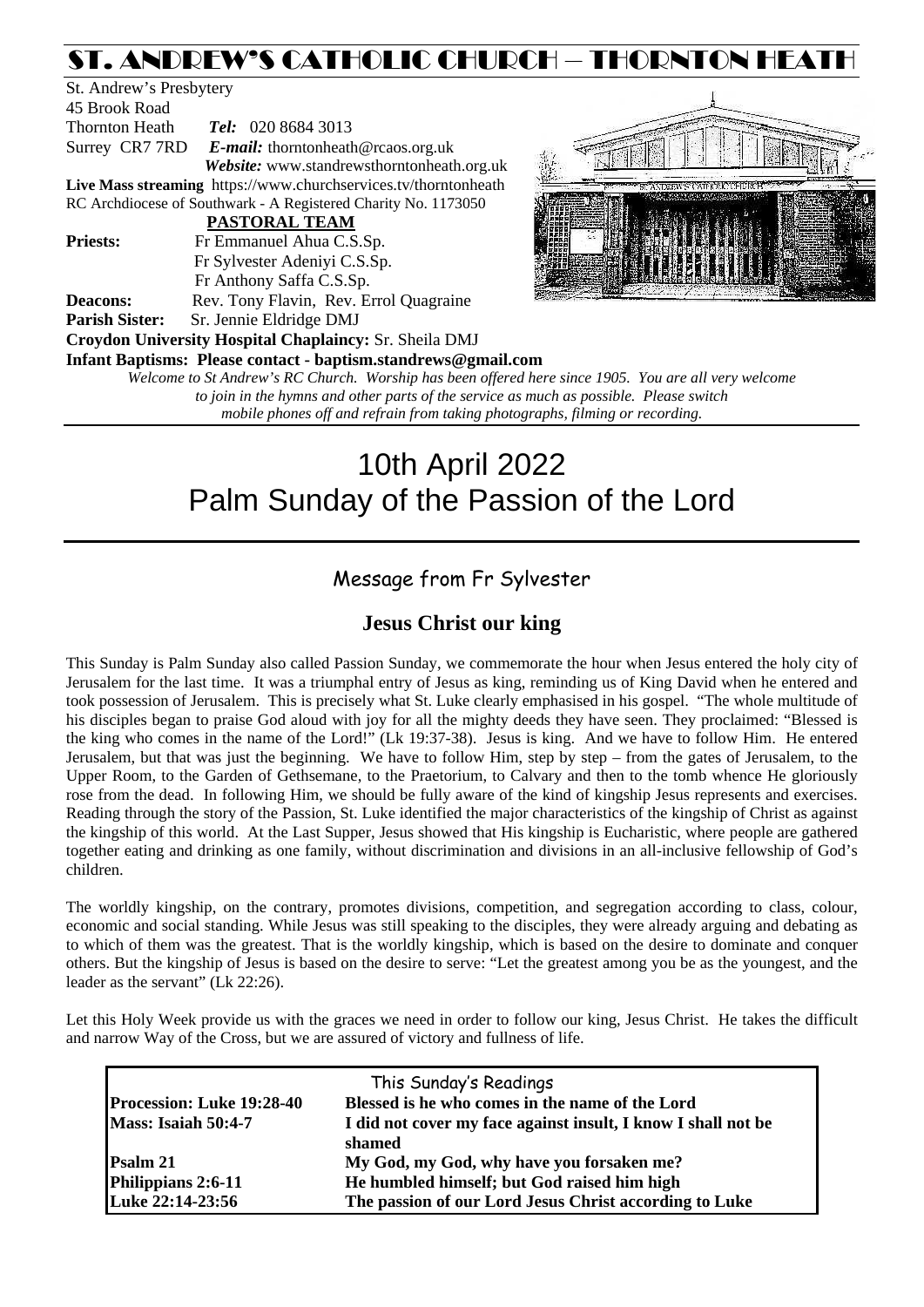# ST. ANDREW'S CATHOLIC CHURCH – THORNTON HEATH

St. Andrew's Presbytery
45 Brook Road
Thornton Heath  *Tel:* 020 8684 3013
Surrey CR7 7RD  *E-mail:* thorntonheath@rcaos.org.uk
*Website:* www.standrewsthorntonheath.org.uk
**Live Mass streaming** https://www.churchservices.tv/thorntonheath
RC Archdiocese of Southwark - A Registered Charity No. 1173050

**PASTORAL TEAM**

**Priests:** Fr Emmanuel Ahua C.S.Sp.
Fr Sylvester Adeniyi C.S.Sp.
Fr Anthony Saffa C.S.Sp.
**Deacons:** Rev. Tony Flavin, Rev. Errol Quagraine
**Parish Sister:** Sr. Jennie Eldridge DMJ
**Croydon University Hospital Chaplaincy:** Sr. Sheila DMJ
**Infant Baptisms: Please contact - baptism.standrews@gmail.com**

*Welcome to St Andrew's RC Church. Worship has been offered here since 1905. You are all very welcome to join in the hymns and other parts of the service as much as possible. Please switch mobile phones off and refrain from taking photographs, filming or recording.*

# 10th April 2022
# Palm Sunday of the Passion of the Lord

## Message from Fr Sylvester

### Jesus Christ our king

This Sunday is Palm Sunday also called Passion Sunday, we commemorate the hour when Jesus entered the holy city of Jerusalem for the last time. It was a triumphal entry of Jesus as king, reminding us of King David when he entered and took possession of Jerusalem. This is precisely what St. Luke clearly emphasised in his gospel. "The whole multitude of his disciples began to praise God aloud with joy for all the mighty deeds they have seen. They proclaimed: "Blessed is the king who comes in the name of the Lord!" (Lk 19:37-38). Jesus is king. And we have to follow Him. He entered Jerusalem, but that was just the beginning. We have to follow Him, step by step – from the gates of Jerusalem, to the Upper Room, to the Garden of Gethsemane, to the Praetorium, to Calvary and then to the tomb whence He gloriously rose from the dead. In following Him, we should be fully aware of the kind of kingship Jesus represents and exercises. Reading through the story of the Passion, St. Luke identified the major characteristics of the kingship of Christ as against the kingship of this world. At the Last Supper, Jesus showed that His kingship is Eucharistic, where people are gathered together eating and drinking as one family, without discrimination and divisions in an all-inclusive fellowship of God's children.

The worldly kingship, on the contrary, promotes divisions, competition, and segregation according to class, colour, economic and social standing. While Jesus was still speaking to the disciples, they were already arguing and debating as to which of them was the greatest. That is the worldly kingship, which is based on the desire to dominate and conquer others. But the kingship of Jesus is based on the desire to serve: "Let the greatest among you be as the youngest, and the leader as the servant" (Lk 22:26).

Let this Holy Week provide us with the graces we need in order to follow our king, Jesus Christ. He takes the difficult and narrow Way of the Cross, but we are assured of victory and fullness of life.

| This Sunday's Readings | |
|---|---|
| **Procession: Luke 19:28-40** | **Blessed is he who comes in the name of the Lord** |
| **Mass: Isaiah 50:4-7** | **I did not cover my face against insult, I know I shall not be shamed** |
| **Psalm 21** | **My God, my God, why have you forsaken me?** |
| **Philippians 2:6-11** | **He humbled himself; but God raised him high** |
| **Luke 22:14-23:56** | **The passion of our Lord Jesus Christ according to Luke** |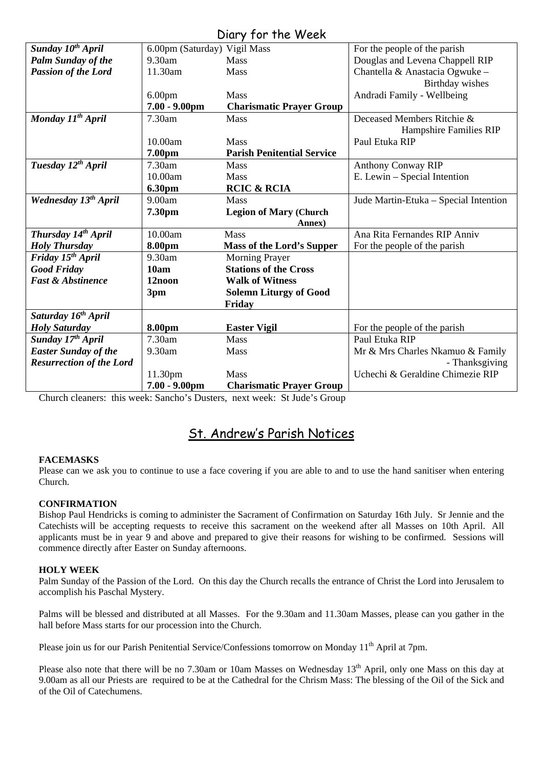## Diary for the Week

| | | | |
|---|---|---|---|
| ***Sunday 10th April*** | 6.00pm (Saturday) | Vigil Mass | For the people of the parish |
| ***Palm Sunday of the*** | 9.30am | Mass | Douglas and Levena Chappell RIP |
| ***Passion of the Lord*** | 11.30am | Mass | Chantella & Anastacia Ogwuke – Birthday wishes |
| | 6.00pm | Mass | Andradi Family - Wellbeing |
| | **7.00 - 9.00pm** | **Charismatic Prayer Group** | |
| ***Monday 11th April*** | 7.30am | Mass | Deceased Members Ritchie & Hampshire Families RIP |
| | 10.00am | Mass | Paul Etuka RIP |
| | **7.00pm** | **Parish Penitential Service** | |
| ***Tuesday 12th April*** | 7.30am | Mass | Anthony Conway RIP |
| | 10.00am | Mass | E. Lewin – Special Intention |
| | **6.30pm** | **RCIC & RCIA** | |
| ***Wednesday 13th April*** | 9.00am | Mass | Jude Martin-Etuka – Special Intention |
| | **7.30pm** | **Legion of Mary (Church Annex)** | |
| ***Thursday 14th April*** | 10.00am | Mass | Ana Rita Fernandes RIP Anniv |
| ***Holy Thursday*** | **8.00pm** | **Mass of the Lord's Supper** | For the people of the parish |
| ***Friday 15th April*** | 9.30am | Morning Prayer | |
| ***Good Friday*** | **10am** | **Stations of the Cross** | |
| ***Fast & Abstinence*** | **12noon** | **Walk of Witness** | |
| | **3pm** | **Solemn Liturgy of Good Friday** | |
| ***Saturday 16th April*** | | | |
| ***Holy Saturday*** | **8.00pm** | **Easter Vigil** | For the people of the parish |
| ***Sunday 17th April*** | 7.30am | Mass | Paul Etuka RIP |
| ***Easter Sunday of the*** | 9.30am | Mass | Mr & Mrs Charles Nkamuo & Family - Thanksgiving |
| ***Resurrection of the Lord*** | 11.30pm | Mass | Uchechi & Geraldine Chimezie RIP |
| | **7.00 - 9.00pm** | **Charismatic Prayer Group** | |

Church cleaners: this week: Sancho's Dusters, next week: St Jude's Group

## St. Andrew's Parish Notices

**FACEMASKS**

Please can we ask you to continue to use a face covering if you are able to and to use the hand sanitiser when entering Church.

**CONFIRMATION**

Bishop Paul Hendricks is coming to administer the Sacrament of Confirmation on Saturday 16th July. Sr Jennie and the Catechists will be accepting requests to receive this sacrament on the weekend after all Masses on 10th April. All applicants must be in year 9 and above and prepared to give their reasons for wishing to be confirmed. Sessions will commence directly after Easter on Sunday afternoons.

**HOLY WEEK**

Palm Sunday of the Passion of the Lord. On this day the Church recalls the entrance of Christ the Lord into Jerusalem to accomplish his Paschal Mystery.

Palms will be blessed and distributed at all Masses. For the 9.30am and 11.30am Masses, please can you gather in the hall before Mass starts for our procession into the Church.

Please join us for our Parish Penitential Service/Confessions tomorrow on Monday 11th April at 7pm.

Please also note that there will be no 7.30am or 10am Masses on Wednesday 13th April, only one Mass on this day at 9.00am as all our Priests are required to be at the Cathedral for the Chrism Mass: The blessing of the Oil of the Sick and of the Oil of Catechumens.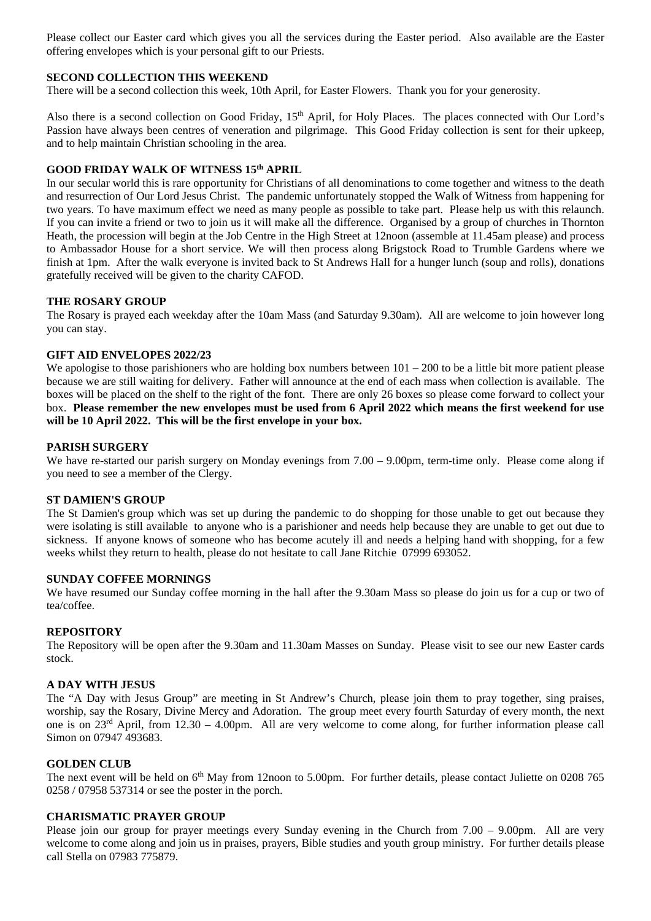Please collect our Easter card which gives you all the services during the Easter period. Also available are the Easter offering envelopes which is your personal gift to our Priests.

### SECOND COLLECTION THIS WEEKEND

There will be a second collection this week, 10th April, for Easter Flowers. Thank you for your generosity.

Also there is a second collection on Good Friday, 15th April, for Holy Places. The places connected with Our Lord's Passion have always been centres of veneration and pilgrimage. This Good Friday collection is sent for their upkeep, and to help maintain Christian schooling in the area.

### GOOD FRIDAY WALK OF WITNESS 15th APRIL

In our secular world this is rare opportunity for Christians of all denominations to come together and witness to the death and resurrection of Our Lord Jesus Christ. The pandemic unfortunately stopped the Walk of Witness from happening for two years. To have maximum effect we need as many people as possible to take part. Please help us with this relaunch. If you can invite a friend or two to join us it will make all the difference. Organised by a group of churches in Thornton Heath, the procession will begin at the Job Centre in the High Street at 12noon (assemble at 11.45am please) and process to Ambassador House for a short service. We will then process along Brigstock Road to Trumble Gardens where we finish at 1pm. After the walk everyone is invited back to St Andrews Hall for a hunger lunch (soup and rolls), donations gratefully received will be given to the charity CAFOD.

### THE ROSARY GROUP

The Rosary is prayed each weekday after the 10am Mass (and Saturday 9.30am). All are welcome to join however long you can stay.

### GIFT AID ENVELOPES 2022/23

We apologise to those parishioners who are holding box numbers between 101 – 200 to be a little bit more patient please because we are still waiting for delivery. Father will announce at the end of each mass when collection is available. The boxes will be placed on the shelf to the right of the font. There are only 26 boxes so please come forward to collect your box. **Please remember the new envelopes must be used from 6 April 2022 which means the first weekend for use will be 10 April 2022. This will be the first envelope in your box.**

### PARISH SURGERY

We have re-started our parish surgery on Monday evenings from 7.00 – 9.00pm, term-time only. Please come along if you need to see a member of the Clergy.

### ST DAMIEN'S GROUP

The St Damien's group which was set up during the pandemic to do shopping for those unable to get out because they were isolating is still available to anyone who is a parishioner and needs help because they are unable to get out due to sickness. If anyone knows of someone who has become acutely ill and needs a helping hand with shopping, for a few weeks whilst they return to health, please do not hesitate to call Jane Ritchie 07999 693052.

### SUNDAY COFFEE MORNINGS

We have resumed our Sunday coffee morning in the hall after the 9.30am Mass so please do join us for a cup or two of tea/coffee.

### REPOSITORY

The Repository will be open after the 9.30am and 11.30am Masses on Sunday. Please visit to see our new Easter cards stock.

### A DAY WITH JESUS

The "A Day with Jesus Group" are meeting in St Andrew's Church, please join them to pray together, sing praises, worship, say the Rosary, Divine Mercy and Adoration. The group meet every fourth Saturday of every month, the next one is on 23rd April, from 12.30 – 4.00pm. All are very welcome to come along, for further information please call Simon on 07947 493683.

### GOLDEN CLUB

The next event will be held on 6th May from 12noon to 5.00pm. For further details, please contact Juliette on 0208 765 0258 / 07958 537314 or see the poster in the porch.

### CHARISMATIC PRAYER GROUP

Please join our group for prayer meetings every Sunday evening in the Church from 7.00 – 9.00pm. All are very welcome to come along and join us in praises, prayers, Bible studies and youth group ministry. For further details please call Stella on 07983 775879.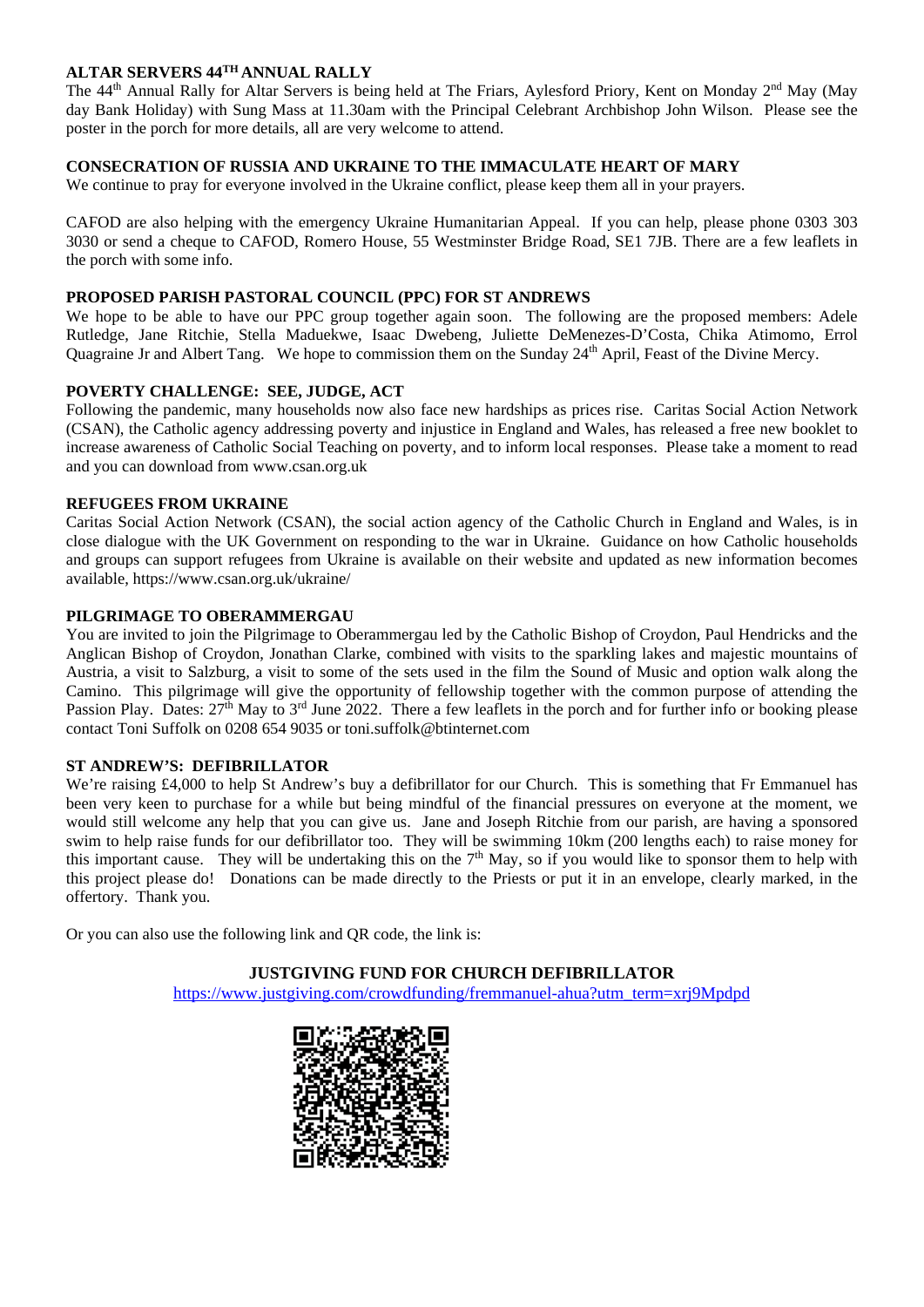**ALTAR SERVERS 44TH ANNUAL RALLY**

The 44th Annual Rally for Altar Servers is being held at The Friars, Aylesford Priory, Kent on Monday 2nd May (May day Bank Holiday) with Sung Mass at 11.30am with the Principal Celebrant Archbishop John Wilson. Please see the poster in the porch for more details, all are very welcome to attend.

**CONSECRATION OF RUSSIA AND UKRAINE TO THE IMMACULATE HEART OF MARY**

We continue to pray for everyone involved in the Ukraine conflict, please keep them all in your prayers.

CAFOD are also helping with the emergency Ukraine Humanitarian Appeal. If you can help, please phone 0303 303 3030 or send a cheque to CAFOD, Romero House, 55 Westminster Bridge Road, SE1 7JB. There are a few leaflets in the porch with some info.

**PROPOSED PARISH PASTORAL COUNCIL (PPC) FOR ST ANDREWS**

We hope to be able to have our PPC group together again soon. The following are the proposed members: Adele Rutledge, Jane Ritchie, Stella Maduekwe, Isaac Dwebeng, Juliette DeMenezes-D'Costa, Chika Atimomo, Errol Quagraine Jr and Albert Tang. We hope to commission them on the Sunday 24th April, Feast of the Divine Mercy.

**POVERTY CHALLENGE: SEE, JUDGE, ACT**

Following the pandemic, many households now also face new hardships as prices rise. Caritas Social Action Network (CSAN), the Catholic agency addressing poverty and injustice in England and Wales, has released a free new booklet to increase awareness of Catholic Social Teaching on poverty, and to inform local responses. Please take a moment to read and you can download from www.csan.org.uk

**REFUGEES FROM UKRAINE**

Caritas Social Action Network (CSAN), the social action agency of the Catholic Church in England and Wales, is in close dialogue with the UK Government on responding to the war in Ukraine. Guidance on how Catholic households and groups can support refugees from Ukraine is available on their website and updated as new information becomes available, https://www.csan.org.uk/ukraine/

**PILGRIMAGE TO OBERAMMERGAU**

You are invited to join the Pilgrimage to Oberammergau led by the Catholic Bishop of Croydon, Paul Hendricks and the Anglican Bishop of Croydon, Jonathan Clarke, combined with visits to the sparkling lakes and majestic mountains of Austria, a visit to Salzburg, a visit to some of the sets used in the film the Sound of Music and option walk along the Camino. This pilgrimage will give the opportunity of fellowship together with the common purpose of attending the Passion Play. Dates: 27th May to 3rd June 2022. There a few leaflets in the porch and for further info or booking please contact Toni Suffolk on 0208 654 9035 or toni.suffolk@btinternet.com

**ST ANDREW'S: DEFIBRILLATOR**

We're raising £4,000 to help St Andrew's buy a defibrillator for our Church. This is something that Fr Emmanuel has been very keen to purchase for a while but being mindful of the financial pressures on everyone at the moment, we would still welcome any help that you can give us. Jane and Joseph Ritchie from our parish, are having a sponsored swim to help raise funds for our defibrillator too. They will be swimming 10km (200 lengths each) to raise money for this important cause. They will be undertaking this on the 7th May, so if you would like to sponsor them to help with this project please do! Donations can be made directly to the Priests or put it in an envelope, clearly marked, in the offertory. Thank you.

Or you can also use the following link and QR code, the link is:

**JUSTGIVING FUND FOR CHURCH DEFIBRILLATOR**

https://www.justgiving.com/crowdfunding/fremmanuel-ahua?utm_term=xrj9Mpdpd